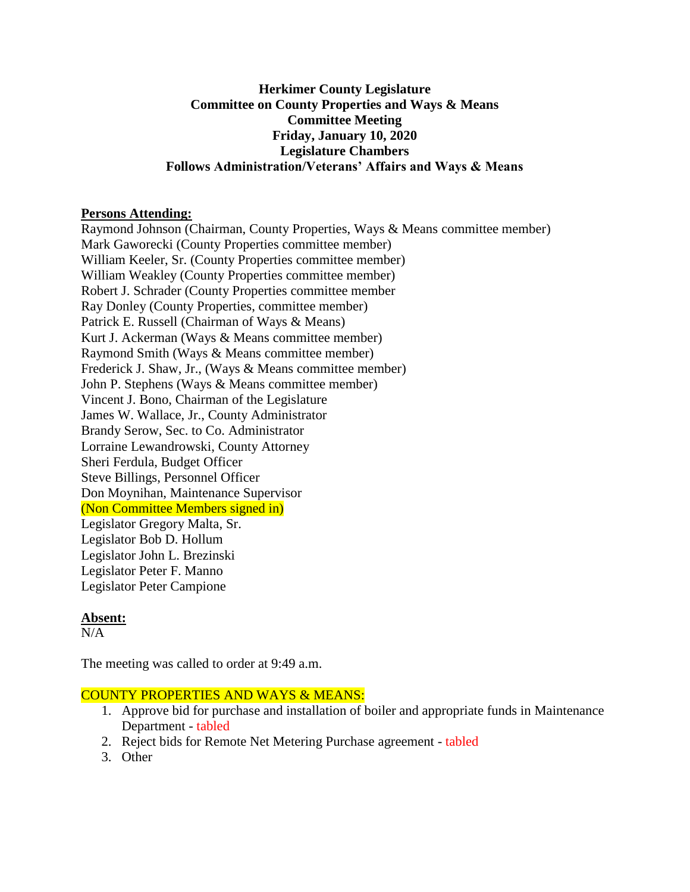**Herkimer County Legislature**
**Committee on County Properties and Ways & Means**
**Committee Meeting**
**Friday, January 10, 2020**
**Legislature Chambers**
**Follows Administration/Veterans' Affairs and Ways & Means**

**Persons Attending:**

Raymond Johnson (Chairman, County Properties, Ways & Means committee member)
Mark Gaworecki (County Properties committee member)
William Keeler, Sr. (County Properties committee member)
William Weakley (County Properties committee member)
Robert J. Schrader (County Properties committee member
Ray Donley (County Properties, committee member)
Patrick E. Russell (Chairman of Ways & Means)
Kurt J. Ackerman (Ways & Means committee member)
Raymond Smith (Ways & Means committee member)
Frederick J. Shaw, Jr., (Ways & Means committee member)
John P. Stephens (Ways & Means committee member)
Vincent J. Bono, Chairman of the Legislature
James W. Wallace, Jr., County Administrator
Brandy Serow, Sec. to Co. Administrator
Lorraine Lewandrowski, County Attorney
Sheri Ferdula, Budget Officer
Steve Billings, Personnel Officer
Don Moynihan, Maintenance Supervisor
(Non Committee Members signed in)
Legislator Gregory Malta, Sr.
Legislator Bob D. Hollum
Legislator John L. Brezinski
Legislator Peter F. Manno
Legislator Peter Campione

**Absent:**

N/A

The meeting was called to order at 9:49 a.m.

COUNTY PROPERTIES AND WAYS & MEANS:

1. Approve bid for purchase and installation of boiler and appropriate funds in Maintenance Department - tabled
2. Reject bids for Remote Net Metering Purchase agreement - tabled
3. Other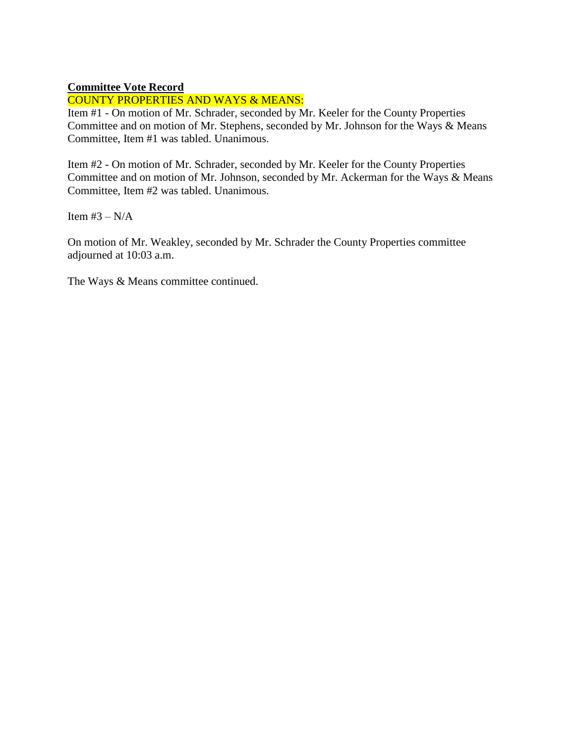**Committee Vote Record**

COUNTY PROPERTIES AND WAYS & MEANS:

Item #1 - On motion of Mr. Schrader, seconded by Mr. Keeler for the County Properties Committee and on motion of Mr. Stephens, seconded by Mr. Johnson for the Ways & Means Committee, Item #1 was tabled. Unanimous.

Item #2 - On motion of Mr. Schrader, seconded by Mr. Keeler for the County Properties Committee and on motion of Mr. Johnson, seconded by Mr. Ackerman for the Ways & Means Committee, Item #2 was tabled. Unanimous.

Item #3 – N/A

On motion of Mr. Weakley, seconded by Mr. Schrader the County Properties committee adjourned at 10:03 a.m.

The Ways & Means committee continued.